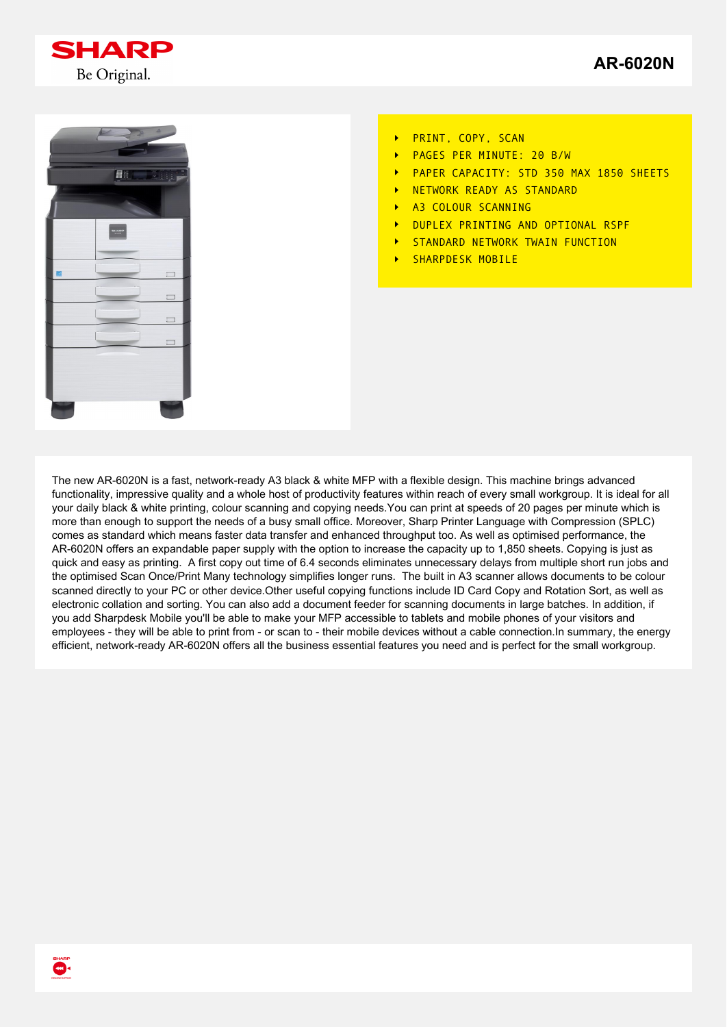SHARP
Be Original.

# AR-6020N

- PRINT, COPY, SCAN
- PAGES PER MINUTE: 20 B/W
- PAPER CAPACITY: STD 350 MAX 1850 SHEETS
- NETWORK READY AS STANDARD
- A3 COLOUR SCANNING
- DUPLEX PRINTING AND OPTIONAL RSPF
- STANDARD NETWORK TWAIN FUNCTION
- SHARPDESK MOBILE

The new AR-6020N is a fast, network-ready A3 black & white MFP with a flexible design. This machine brings advanced functionality, impressive quality and a whole host of productivity features within reach of every small workgroup. It is ideal for all your daily black & white printing, colour scanning and copying needs.You can print at speeds of 20 pages per minute which is more than enough to support the needs of a busy small office. Moreover, Sharp Printer Language with Compression (SPLC) comes as standard which means faster data transfer and enhanced throughput too. As well as optimised performance, the AR-6020N offers an expandable paper supply with the option to increase the capacity up to 1,850 sheets. Copying is just as quick and easy as printing. A first copy out time of 6.4 seconds eliminates unnecessary delays from multiple short run jobs and the optimised Scan Once/Print Many technology simplifies longer runs. The built in A3 scanner allows documents to be colour scanned directly to your PC or other device.Other useful copying functions include ID Card Copy and Rotation Sort, as well as electronic collation and sorting. You can also add a document feeder for scanning documents in large batches. In addition, if you add Sharpdesk Mobile you'll be able to make your MFP accessible to tablets and mobile phones of your visitors and employees - they will be able to print from - or scan to - their mobile devices without a cable connection.In summary, the energy efficient, network-ready AR-6020N offers all the business essential features you need and is perfect for the small workgroup.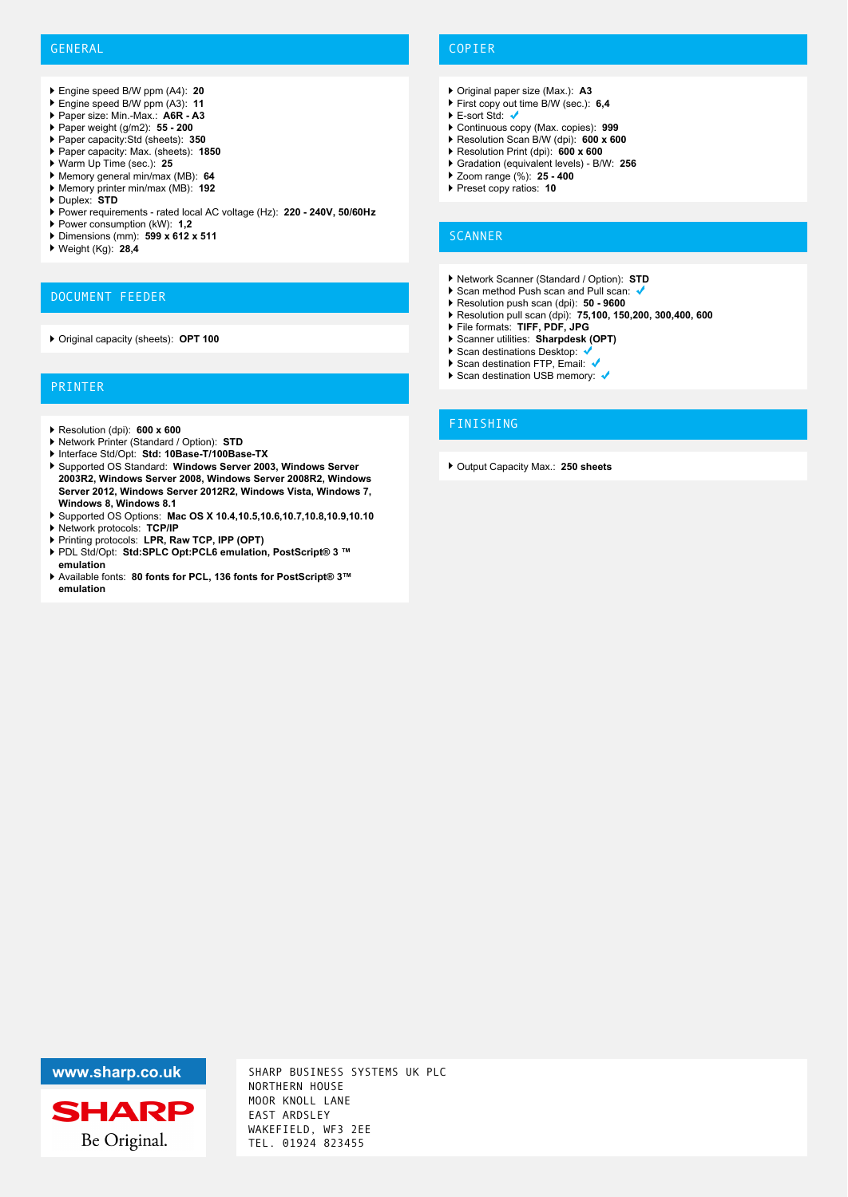## GENERAL

- Engine speed B/W ppm (A4): **20**
- Engine speed B/W ppm (A3): **11**
- Paper size: Min.-Max.: **A6R - A3**
- Paper weight (g/m2): **55 - 200**
- Paper capacity:Std (sheets): **350**
- Paper capacity: Max. (sheets): **1850**
- Warm Up Time (sec.): **25**
- Memory general min/max (MB): **64**
- Memory printer min/max (MB): **192**
- Duplex: **STD**
- Power requirements - rated local AC voltage (Hz): **220 - 240V, 50/60Hz**
- Power consumption (kW): **1,2**
- Dimensions (mm): **599 x 612 x 511**
- Weight (Kg): **28,4**

## DOCUMENT FEEDER

- Original capacity (sheets): **OPT 100**

## PRINTER

- Resolution (dpi): **600 x 600**
- Network Printer (Standard / Option): **STD**
- Interface Std/Opt: **Std: 10Base-T/100Base-TX**
- Supported OS Standard: **Windows Server 2003, Windows Server 2003R2, Windows Server 2008, Windows Server 2008R2, Windows Server 2012, Windows Server 2012R2, Windows Vista, Windows 7, Windows 8, Windows 8.1**
- Supported OS Options: **Mac OS X 10.4,10.5,10.6,10.7,10.8,10.9,10.10**
- Network protocols: **TCP/IP**
- Printing protocols: **LPR, Raw TCP, IPP (OPT)**
- PDL Std/Opt: **Std:SPLC Opt:PCL6 emulation, PostScript® 3 ™ emulation**
- Available fonts: **80 fonts for PCL, 136 fonts for PostScript® 3™ emulation**

## COPIER

- Original paper size (Max.): **A3**
- First copy out time B/W (sec.): **6,4**
- E-sort Std: ✓
- Continuous copy (Max. copies): **999**
- Resolution Scan B/W (dpi): **600 x 600**
- Resolution Print (dpi): **600 x 600**
- Gradation (equivalent levels) - B/W: **256**
- Zoom range (%): **25 - 400**
- Preset copy ratios: **10**

## SCANNER

- Network Scanner (Standard / Option): **STD**
- Scan method Push scan and Pull scan: ✓
- Resolution push scan (dpi): **50 - 9600**
- Resolution pull scan (dpi): **75,100, 150,200, 300,400, 600**
- File formats: **TIFF, PDF, JPG**
- Scanner utilities: **Sharpdesk (OPT)**
- Scan destinations Desktop: ✓
- Scan destination FTP, Email: ✓
- Scan destination USB memory: ✓

## FINISHING

- Output Capacity Max.: **250 sheets**

**www.sharp.co.uk**

SHARP
Be Original.

SHARP BUSINESS SYSTEMS UK PLC
NORTHERN HOUSE
MOOR KNOLL LANE
EAST ARDSLEY
WAKEFIELD, WF3 2EE
TEL. 01924 823455